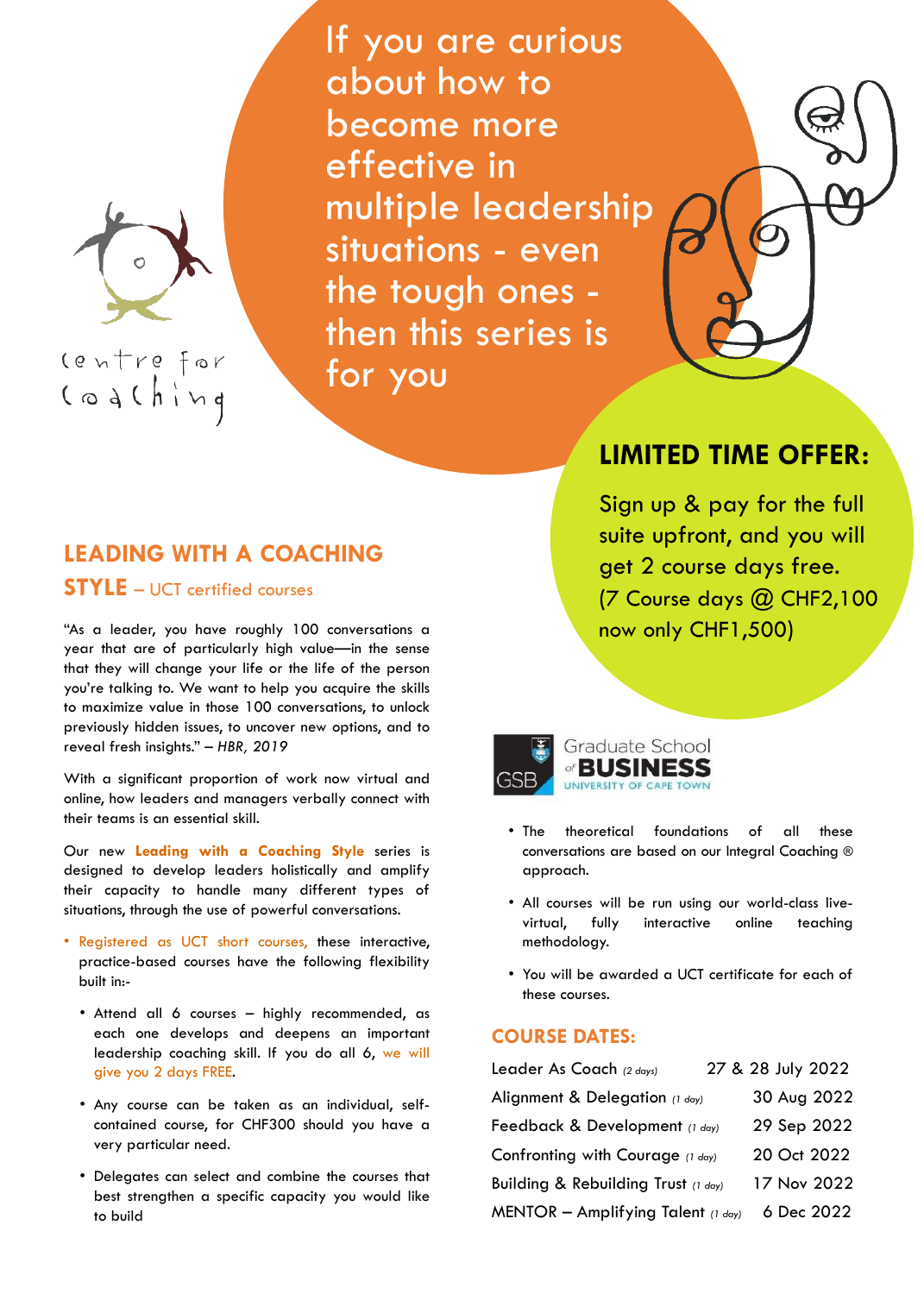centre for coaching

# If you are curious about how to become more effective in multiple leadership situations - even the tough ones - then this series is for you

## LIMITED TIME OFFER:

Sign up & pay for the full suite upfront, and you will get 2 course days free. (7 Course days @ CHF2,100 now only CHF1,500)

## LEADING WITH A COACHING STYLE – UCT certified courses

"As a leader, you have roughly 100 conversations a year that are of particularly high value—in the sense that they will change your life or the life of the person you're talking to. We want to help you acquire the skills to maximize value in those 100 conversations, to unlock previously hidden issues, to uncover new options, and to reveal fresh insights." – *HBR, 2019*

With a significant proportion of work now virtual and online, how leaders and managers verbally connect with their teams is an essential skill.

Our new **Leading with a Coaching Style** series is designed to develop leaders holistically and amplify their capacity to handle many different types of situations, through the use of powerful conversations.

- Registered as UCT short courses, these interactive, practice-based courses have the following flexibility built in:-
  - Attend all 6 courses – highly recommended, as each one develops and deepens an important leadership coaching skill. If you do all 6, we will give you 2 days FREE.
  - Any course can be taken as an individual, self-contained course, for CHF300 should you have a very particular need.
  - Delegates can select and combine the courses that best strengthen a specific capacity you would like to build

GSB Graduate School of BUSINESS UNIVERSITY OF CAPE TOWN

- The theoretical foundations of all these conversations are based on our Integral Coaching ® approach.
- All courses will be run using our world-class live-virtual, fully interactive online teaching methodology.
- You will be awarded a UCT certificate for each of these courses.

## COURSE DATES:

| Course | Date |
|---|---|
| Leader As Coach *(2 days)* | 27 & 28 July 2022 |
| Alignment & Delegation *(1 day)* | 30 Aug 2022 |
| Feedback & Development *(1 day)* | 29 Sep 2022 |
| Confronting with Courage *(1 day)* | 20 Oct 2022 |
| Building & Rebuilding Trust *(1 day)* | 17 Nov 2022 |
| MENTOR – Amplifying Talent *(1 day)* | 6 Dec 2022 |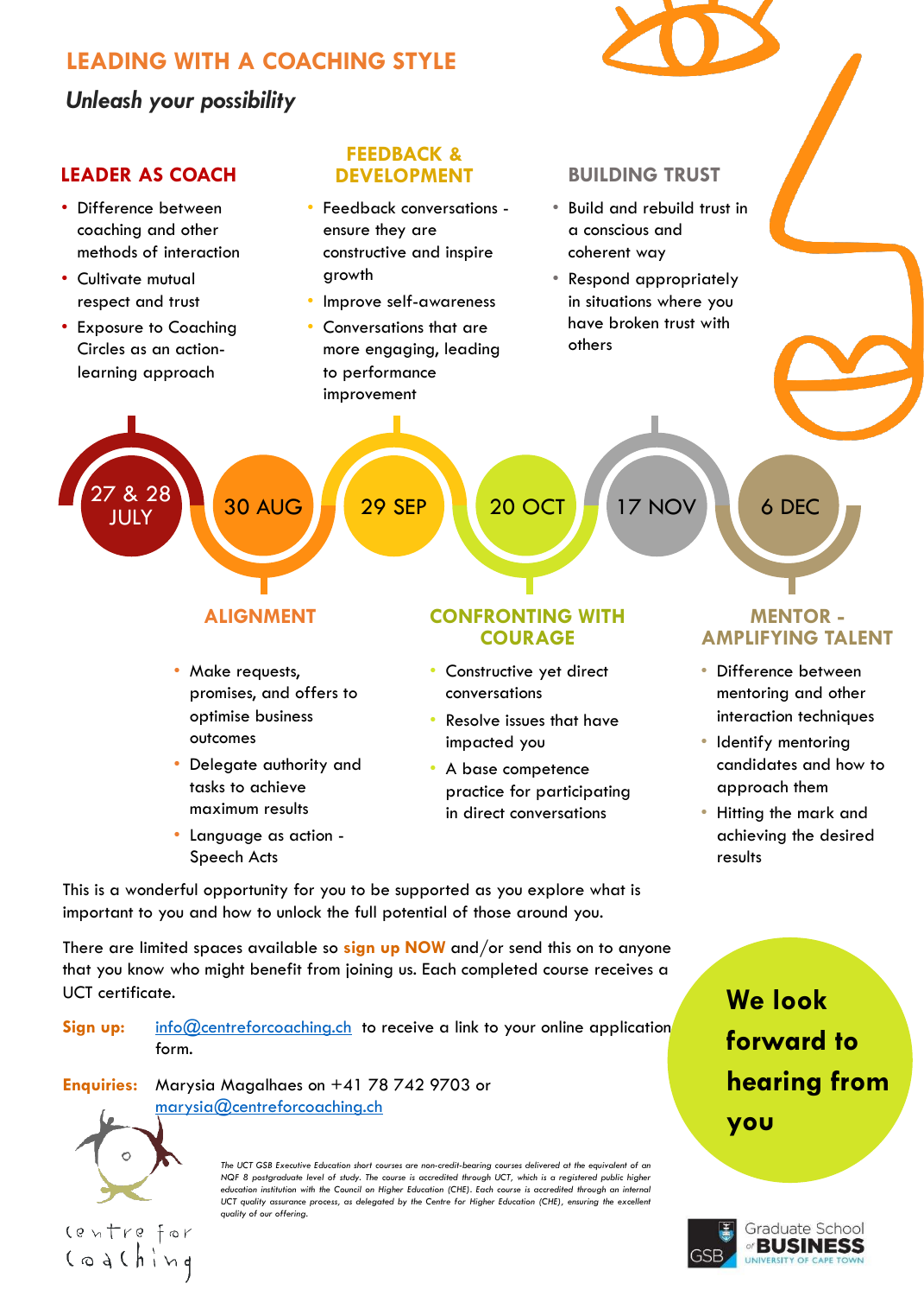# LEADING WITH A COACHING STYLE

*Unleash your possibility*

## LEADER AS COACH

**27 & 28 JULY**

- Difference between coaching and other methods of interaction
- Cultivate mutual respect and trust
- Exposure to Coaching Circles as an action-learning approach

## ALIGNMENT

**30 AUG**

- Make requests, promises, and offers to optimise business outcomes
- Delegate authority and tasks to achieve maximum results
- Language as action - Speech Acts

## FEEDBACK & DEVELOPMENT

**29 SEP**

- Feedback conversations - ensure they are constructive and inspire growth
- Improve self-awareness
- Conversations that are more engaging, leading to performance improvement

## CONFRONTING WITH COURAGE

**20 OCT**

- Constructive yet direct conversations
- Resolve issues that have impacted you
- A base competence practice for participating in direct conversations

## BUILDING TRUST

**17 NOV**

- Build and rebuild trust in a conscious and coherent way
- Respond appropriately in situations where you have broken trust with others

## MENTOR - AMPLIFYING TALENT

**6 DEC**

- Difference between mentoring and other interaction techniques
- Identify mentoring candidates and how to approach them
- Hitting the mark and achieving the desired results

This is a wonderful opportunity for you to be supported as you explore what is important to you and how to unlock the full potential of those around you.

There are limited spaces available so **sign up NOW** and/or send this on to anyone that you know who might benefit from joining us. Each completed course receives a UCT certificate.

**Sign up:** info@centreforcoaching.ch to receive a link to your online application form.

**Enquiries:** Marysia Magalhaes on +41 78 742 9703 or marysia@centreforcoaching.ch

**We look forward to hearing from you**

*The UCT GSB Executive Education short courses are non-credit-bearing courses delivered at the equivalent of an NQF 8 postgraduate level of study. The course is accredited through UCT, which is a registered public higher education institution with the Council on Higher Education (CHE). Each course is accredited through an internal UCT quality assurance process, as delegated by the Centre for Higher Education (CHE), ensuring the excellent quality of our offering.*

Centre for Coaching

GSB Graduate School of Business, University of Cape Town